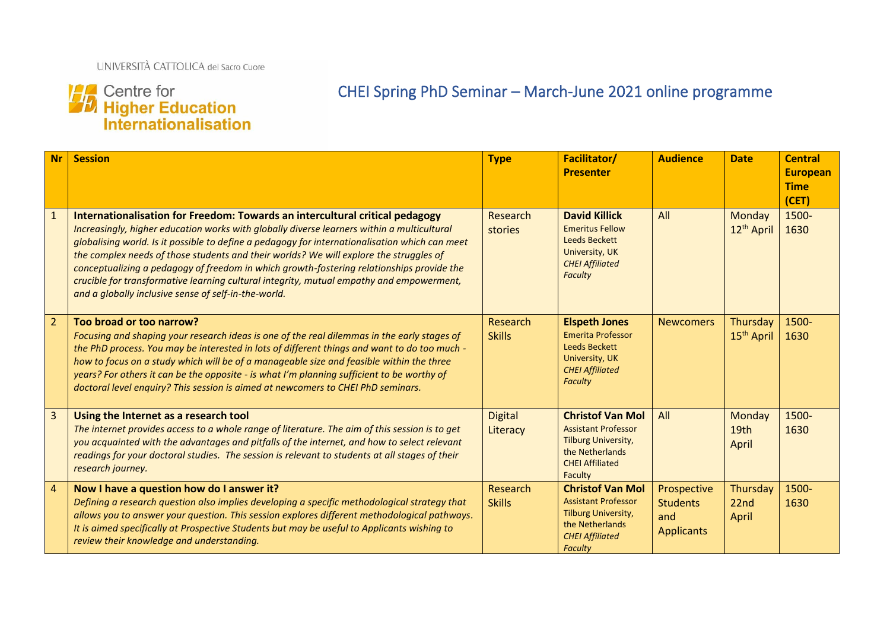UNIVERSITÀ CATTOLICA del Sacro Cuore

Centre for **Higher Education Internationalisation**

# CHEI Spring PhD Seminar – March-June 2021 online programme

| Nr | Session | Type | Facilitator/ Presenter | Audience | Date | Central European Time (CET) |
|---|---|---|---|---|---|---|
| 1 | **Internationalisation for Freedom: Towards an intercultural critical pedagogy** *Increasingly, higher education works with globally diverse learners within a multicultural globalising world. Is it possible to define a pedagogy for internationalisation which can meet the complex needs of those students and their worlds? We will explore the struggles of conceptualizing a pedagogy of freedom in which growth-fostering relationships provide the crucible for transformative learning cultural integrity, mutual empathy and empowerment, and a globally inclusive sense of self-in-the-world.* | Research stories | **David Killick** Emeritus Fellow Leeds Beckett University, UK *CHEI Affiliated Faculty* | All | Monday 12th April | 1500-1630 |
| 2 | **Too broad or too narrow?** *Focusing and shaping your research ideas is one of the real dilemmas in the early stages of the PhD process. You may be interested in lots of different things and want to do too much - how to focus on a study which will be of a manageable size and feasible within the three years? For others it can be the opposite - is what I'm planning sufficient to be worthy of doctoral level enquiry? This session is aimed at newcomers to CHEI PhD seminars.* | Research Skills | **Elspeth Jones** Emerita Professor Leeds Beckett University, UK *CHEI Affiliated Faculty* | Newcomers | Thursday 15th April | 1500-1630 |
| 3 | **Using the Internet as a research tool** *The internet provides access to a whole range of literature. The aim of this session is to get you acquainted with the advantages and pitfalls of the internet, and how to select relevant readings for your doctoral studies. The session is relevant to students at all stages of their research journey.* | Digital Literacy | **Christof Van Mol** Assistant Professor Tilburg University, the Netherlands CHEI Affiliated Faculty | All | Monday 19th April | 1500-1630 |
| 4 | **Now I have a question how do I answer it?** *Defining a research question also implies developing a specific methodological strategy that allows you to answer your question. This session explores different methodological pathways. It is aimed specifically at Prospective Students but may be useful to Applicants wishing to review their knowledge and understanding.* | Research Skills | **Christof Van Mol** Assistant Professor Tilburg University, the Netherlands *CHEI Affiliated Faculty* | Prospective Students and Applicants | Thursday 22nd April | 1500-1630 |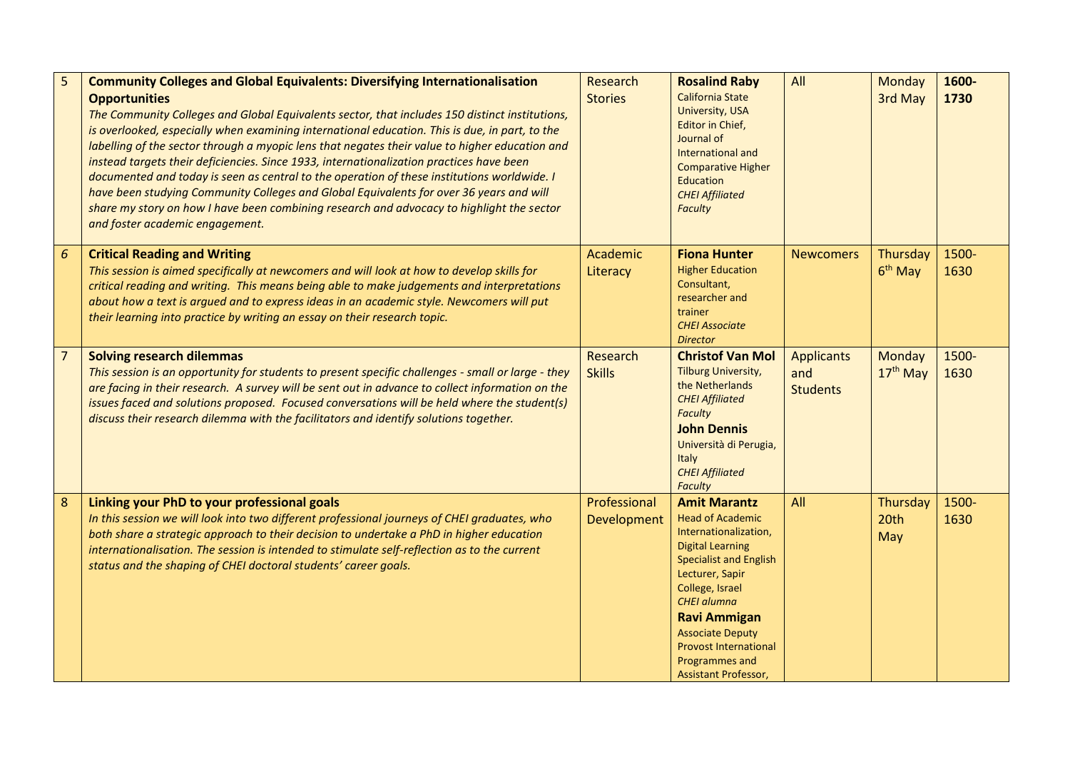| | | | | | | |
|---|---|---|---|---|---|---|
| 5 | **Community Colleges and Global Equivalents: Diversifying Internationalisation Opportunities**<br>*The Community Colleges and Global Equivalents sector, that includes 150 distinct institutions, is overlooked, especially when examining international education. This is due, in part, to the labelling of the sector through a myopic lens that negates their value to higher education and instead targets their deficiencies. Since 1933, internationalization practices have been documented and today is seen as central to the operation of these institutions worldwide. I have been studying Community Colleges and Global Equivalents for over 36 years and will share my story on how I have been combining research and advocacy to highlight the sector and foster academic engagement.* | Research Stories | **Rosalind Raby**<br>California State University, USA<br>Editor in Chief, Journal of International and Comparative Higher Education<br>*CHEI Affiliated Faculty* | All | Monday 3rd May | **1600-1730** |
| *6* | **Critical Reading and Writing**<br>*This session is aimed specifically at newcomers and will look at how to develop skills for critical reading and writing. This means being able to make judgements and interpretations about how a text is argued and to express ideas in an academic style. Newcomers will put their learning into practice by writing an essay on their research topic.* | Academic Literacy | **Fiona Hunter**<br>Higher Education Consultant, researcher and trainer<br>*CHEI Associate Director* | Newcomers | Thursday 6th May | 1500-1630 |
| 7 | **Solving research dilemmas**<br>*This session is an opportunity for students to present specific challenges - small or large - they are facing in their research. A survey will be sent out in advance to collect information on the issues faced and solutions proposed. Focused conversations will be held where the student(s) discuss their research dilemma with the facilitators and identify solutions together.* | Research Skills | **Christof Van Mol**<br>Tilburg University, the Netherlands<br>*CHEI Affiliated Faculty*<br>**John Dennis**<br>Università di Perugia, Italy<br>*CHEI Affiliated Faculty* | Applicants and Students | Monday 17th May | 1500-1630 |
| 8 | **Linking your PhD to your professional goals**<br>*In this session we will look into two different professional journeys of CHEI graduates, who both share a strategic approach to their decision to undertake a PhD in higher education internationalisation. The session is intended to stimulate self-reflection as to the current status and the shaping of CHEI doctoral students' career goals.* | Professional Development | **Amit Marantz**<br>Head of Academic Internationalization, Digital Learning Specialist and English Lecturer, Sapir College, Israel<br>*CHEI alumna*<br>**Ravi Ammigan**<br>Associate Deputy Provost International Programmes and Assistant Professor, | All | Thursday 20th May | 1500-1630 |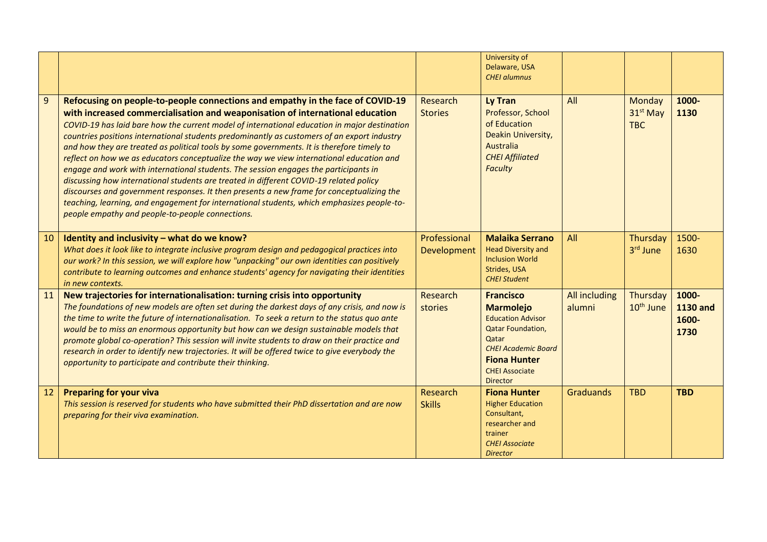| | | | | | | |
|---|---|---|---|---|---|---|
| | | | University of Delaware, USA *CHEI alumnus* | | | |
| 9 | **Refocusing on people-to-people connections and empathy in the face of COVID-19 with increased commercialisation and weaponisation of international education** *COVID-19 has laid bare how the current model of international education in major destination countries positions international students predominantly as customers of an export industry and how they are treated as political tools by some governments. It is therefore timely to reflect on how we as educators conceptualize the way we view international education and engage and work with international students. The session engages the participants in discussing how international students are treated in different COVID-19 related policy discourses and government responses. It then presents a new frame for conceptualizing the teaching, learning, and engagement for international students, which emphasizes people-to-people empathy and people-to-people connections.* | Research Stories | **Ly Tran** Professor, School of Education Deakin University, Australia *CHEI Affiliated Faculty* | All | Monday 31st May TBC | **1000-1130** |
| 10 | **Identity and inclusivity – what do we know?** *What does it look like to integrate inclusive program design and pedagogical practices into our work? In this session, we will explore how "unpacking" our own identities can positively contribute to learning outcomes and enhance students' agency for navigating their identities in new contexts.* | Professional Development | **Malaika Serrano** Head Diversity and Inclusion World Strides, USA *CHEI Student* | All | Thursday 3rd June | 1500-1630 |
| 11 | **New trajectories for internationalisation: turning crisis into opportunity** *The foundations of new models are often set during the darkest days of any crisis, and now is the time to write the future of internationalisation. To seek a return to the status quo ante would be to miss an enormous opportunity but how can we design sustainable models that promote global co-operation? This session will invite students to draw on their practice and research in order to identify new trajectories. It will be offered twice to give everybody the opportunity to participate and contribute their thinking.* | Research stories | **Francisco Marmolejo** Education Advisor Qatar Foundation, Qatar *CHEI Academic Board* **Fiona Hunter** CHEI Associate Director | All including alumni | Thursday 10th June | **1000-1130 and 1600-1730** |
| 12 | **Preparing for your viva** *This session is reserved for students who have submitted their PhD dissertation and are now preparing for their viva examination.* | Research Skills | **Fiona Hunter** Higher Education Consultant, researcher and trainer *CHEI Associate Director* | Graduands | TBD | **TBD** |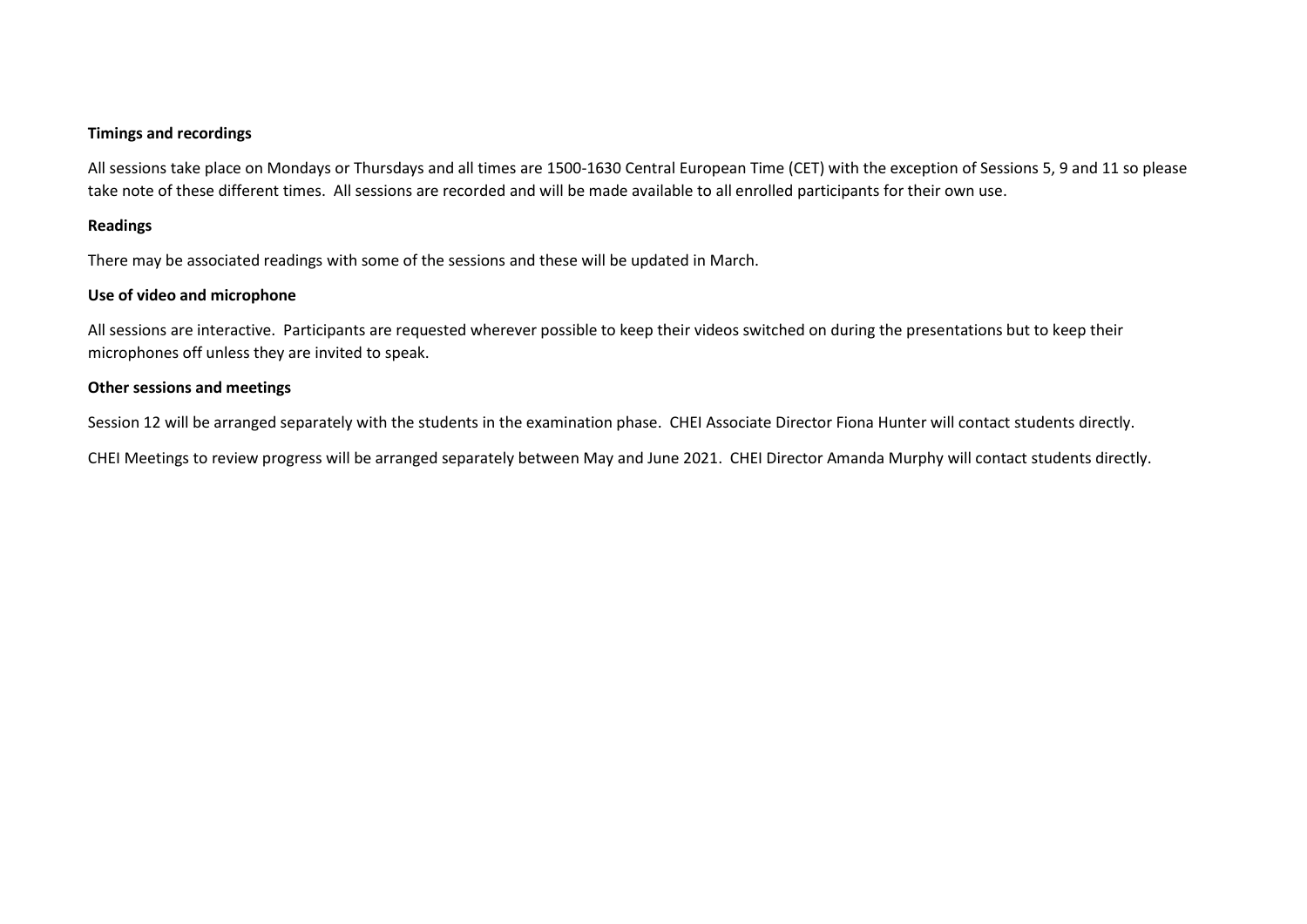**Timings and recordings**

All sessions take place on Mondays or Thursdays and all times are 1500-1630 Central European Time (CET) with the exception of Sessions 5, 9 and 11 so please take note of these different times. All sessions are recorded and will be made available to all enrolled participants for their own use.

**Readings**

There may be associated readings with some of the sessions and these will be updated in March.

**Use of video and microphone**

All sessions are interactive. Participants are requested wherever possible to keep their videos switched on during the presentations but to keep their microphones off unless they are invited to speak.

**Other sessions and meetings**

Session 12 will be arranged separately with the students in the examination phase. CHEI Associate Director Fiona Hunter will contact students directly.

CHEI Meetings to review progress will be arranged separately between May and June 2021. CHEI Director Amanda Murphy will contact students directly.